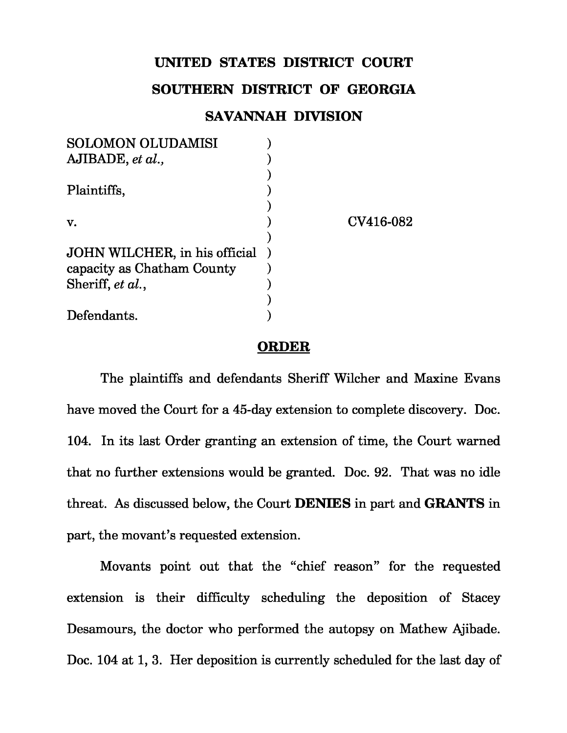**UNITED STATES DISTRICT COURT**

**SOUTHERN DISTRICT OF GEORGIA**

**SAVANNAH DIVISION**

| | | |
|---|---|---|
| SOLOMON OLUDAMISI AJIBADE, *et al.*, | ) | |
| Plaintiffs, | ) | |
| v. | ) | CV416-082 |
| JOHN WILCHER, in his official capacity as Chatham County Sheriff, *et al.*, | ) | |
| Defendants. | ) | |

**ORDER**

The plaintiffs and defendants Sheriff Wilcher and Maxine Evans have moved the Court for a 45-day extension to complete discovery. Doc. 104. In its last Order granting an extension of time, the Court warned that no further extensions would be granted. Doc. 92. That was no idle threat. As discussed below, the Court **DENIES** in part and **GRANTS** in part, the movant's requested extension.

Movants point out that the "chief reason" for the requested extension is their difficulty scheduling the deposition of Stacey Desamours, the doctor who performed the autopsy on Mathew Ajibade. Doc. 104 at 1, 3. Her deposition is currently scheduled for the last day of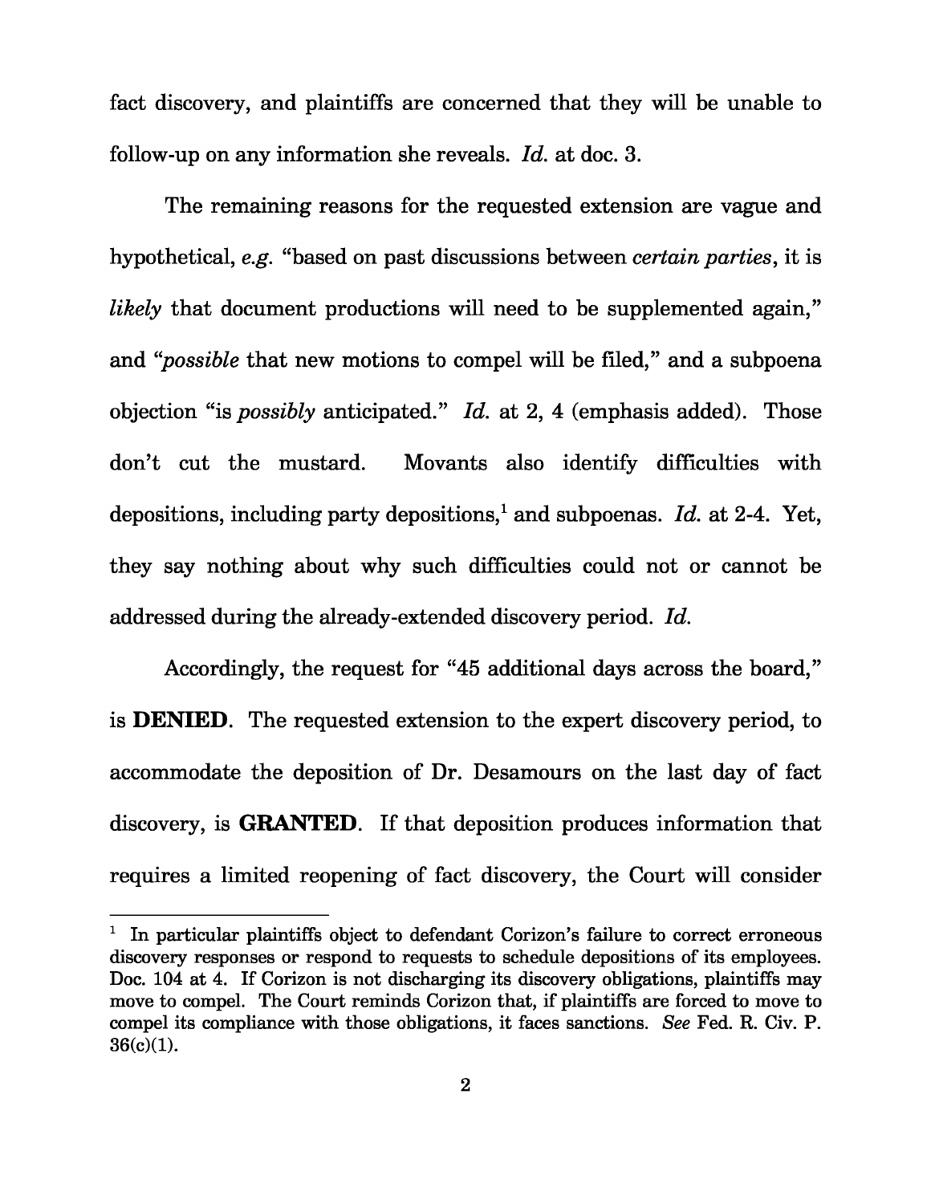fact discovery, and plaintiffs are concerned that they will be unable to follow-up on any information she reveals. *Id.* at doc. 3.

The remaining reasons for the requested extension are vague and hypothetical, *e.g.* "based on past discussions between *certain parties*, it is *likely* that document productions will need to be supplemented again," and "*possible* that new motions to compel will be filed," and a subpoena objection "is *possibly* anticipated." *Id.* at 2, 4 (emphasis added). Those don't cut the mustard. Movants also identify difficulties with depositions, including party depositions,[1] and subpoenas. *Id.* at 2-4. Yet, they say nothing about why such difficulties could not or cannot be addressed during the already-extended discovery period. *Id.*

Accordingly, the request for "45 additional days across the board," is **DENIED**. The requested extension to the expert discovery period, to accommodate the deposition of Dr. Desamours on the last day of fact discovery, is **GRANTED**. If that deposition produces information that requires a limited reopening of fact discovery, the Court will consider

---

[1] In particular plaintiffs object to defendant Corizon's failure to correct erroneous discovery responses or respond to requests to schedule depositions of its employees. Doc. 104 at 4. If Corizon is not discharging its discovery obligations, plaintiffs may move to compel. The Court reminds Corizon that, if plaintiffs are forced to move to compel its compliance with those obligations, it faces sanctions. *See* Fed. R. Civ. P. 36(c)(1).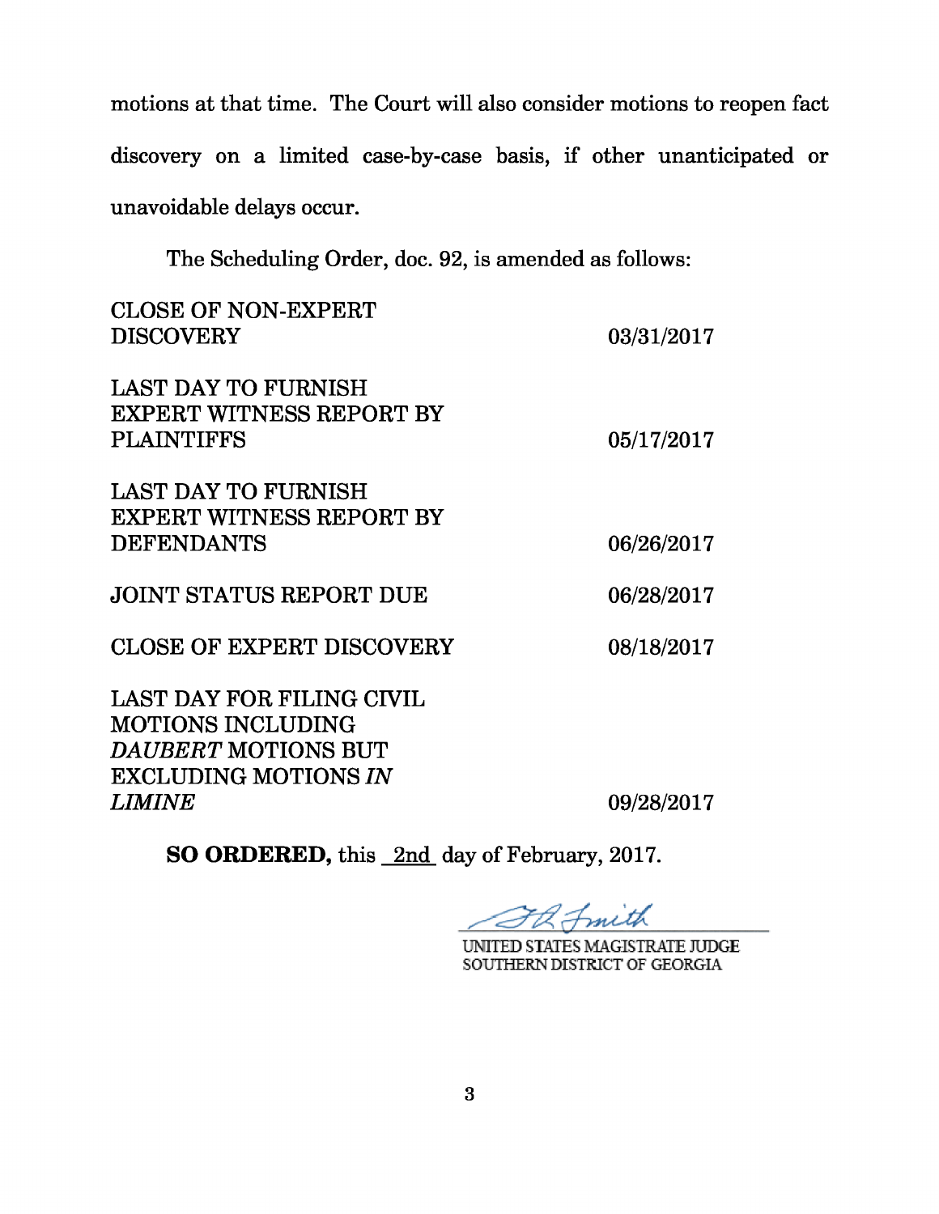motions at that time. The Court will also consider motions to reopen fact discovery on a limited case-by-case basis, if other unanticipated or unavoidable delays occur.

The Scheduling Order, doc. 92, is amended as follows:

| | |
|---|---|
| CLOSE OF NON-EXPERT DISCOVERY | 03/31/2017 |
| LAST DAY TO FURNISH EXPERT WITNESS REPORT BY PLAINTIFFS | 05/17/2017 |
| LAST DAY TO FURNISH EXPERT WITNESS REPORT BY DEFENDANTS | 06/26/2017 |
| JOINT STATUS REPORT DUE | 06/28/2017 |
| CLOSE OF EXPERT DISCOVERY | 08/18/2017 |
| LAST DAY FOR FILING CIVIL MOTIONS INCLUDING *DAUBERT* MOTIONS BUT EXCLUDING MOTIONS *IN LIMINE* | 09/28/2017 |

**SO ORDERED,** this 2nd day of February, 2017.

UNITED STATES MAGISTRATE JUDGE
SOUTHERN DISTRICT OF GEORGIA